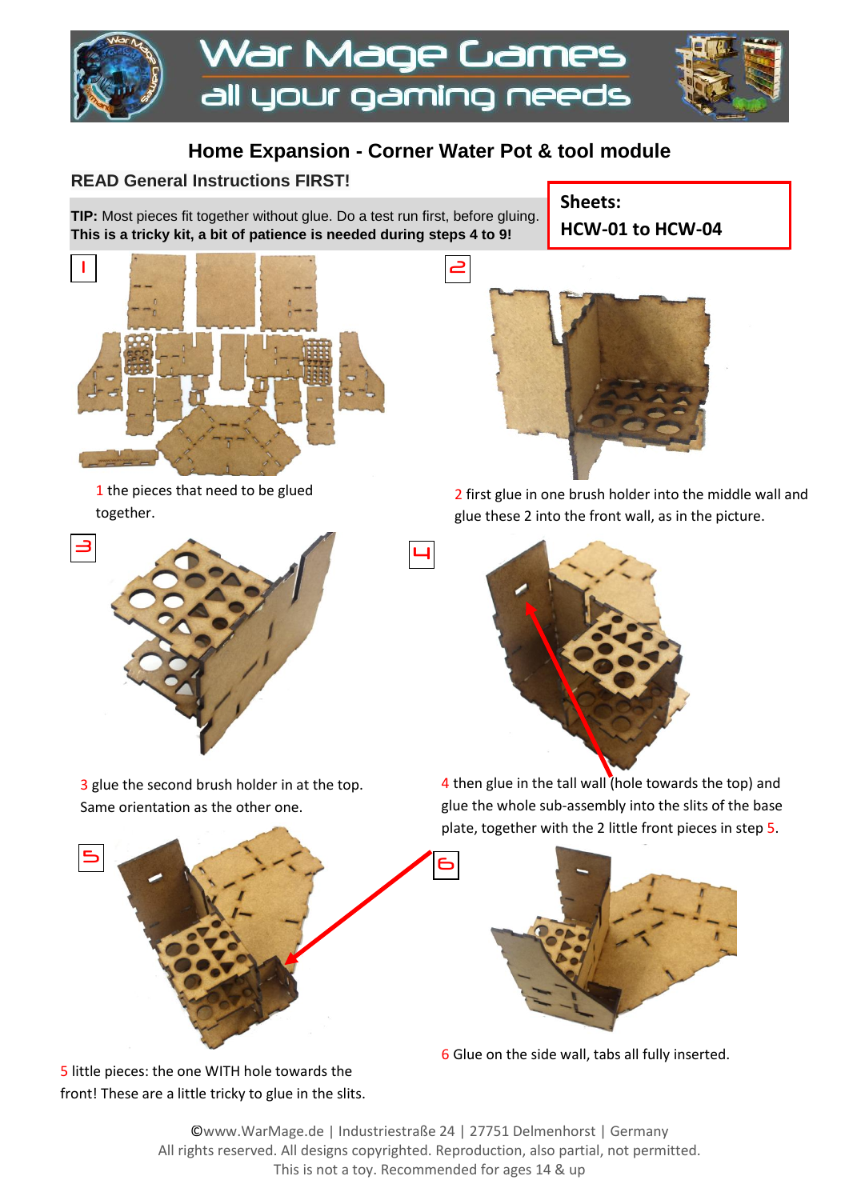# War Mage Games

all your gaming needs

## Home Expansion - Corner Water Pot & tool module

**READ General Instructions FIRST!**

**TIP:** Most pieces fit together without glue. Do a test run first, before gluing.
**This is a tricky kit, a bit of patience is needed during steps 4 to 9!**

**Sheets:**
**HCW-01 to HCW-04**

1 the pieces that need to be glued together.

2 first glue in one brush holder into the middle wall and glue these 2 into the front wall, as in the picture.

3 glue the second brush holder in at the top. Same orientation as the other one.

4 then glue in the tall wall (hole towards the top) and glue the whole sub-assembly into the slits of the base plate, together with the 2 little front pieces in step 5.

5 little pieces: the one WITH hole towards the front! These are a little tricky to glue in the slits.

6 Glue on the side wall, tabs all fully inserted.

©www.WarMage.de | Industriestraße 24 | 27751 Delmenhorst | Germany
All rights reserved. All designs copyrighted. Reproduction, also partial, not permitted.
This is not a toy. Recommended for ages 14 & up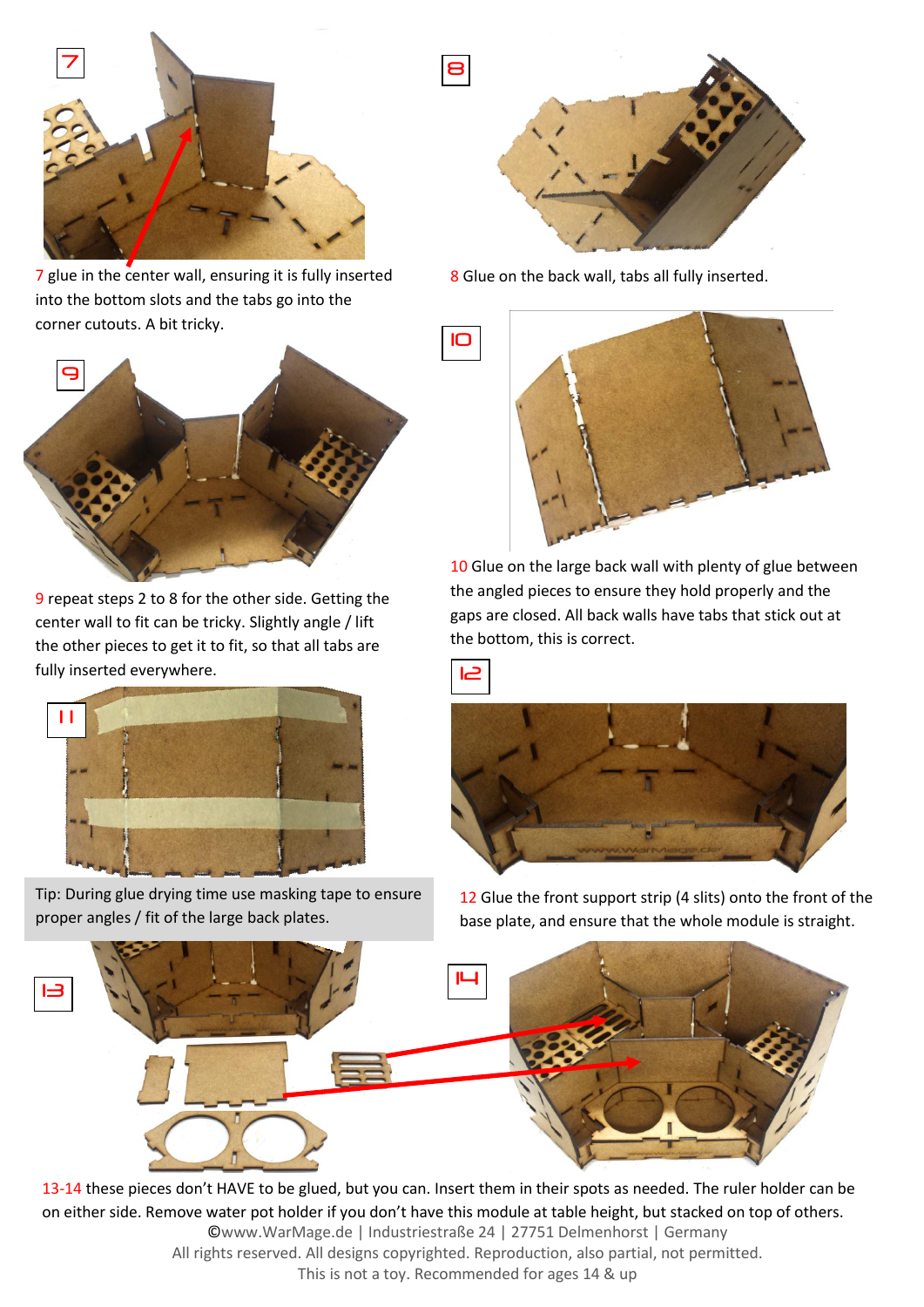7 glue in the center wall, ensuring it is fully inserted into the bottom slots and the tabs go into the corner cutouts. A bit tricky.

8 Glue on the back wall, tabs all fully inserted.

9 repeat steps 2 to 8 for the other side. Getting the center wall to fit can be tricky. Slightly angle / lift the other pieces to get it to fit, so that all tabs are fully inserted everywhere.

10 Glue on the large back wall with plenty of glue between the angled pieces to ensure they hold properly and the gaps are closed. All back walls have tabs that stick out at the bottom, this is correct.

Tip: During glue drying time use masking tape to ensure proper angles / fit of the large back plates.

12 Glue the front support strip (4 slits) onto the front of the base plate, and ensure that the whole module is straight.

13-14 these pieces don't HAVE to be glued, but you can. Insert them in their spots as needed. The ruler holder can be on either side. Remove water pot holder if you don't have this module at table height, but stacked on top of others.

©www.WarMage.de | Industriestraße 24 | 27751 Delmenhorst | Germany
All rights reserved. All designs copyrighted. Reproduction, also partial, not permitted.
This is not a toy. Recommended for ages 14 & up